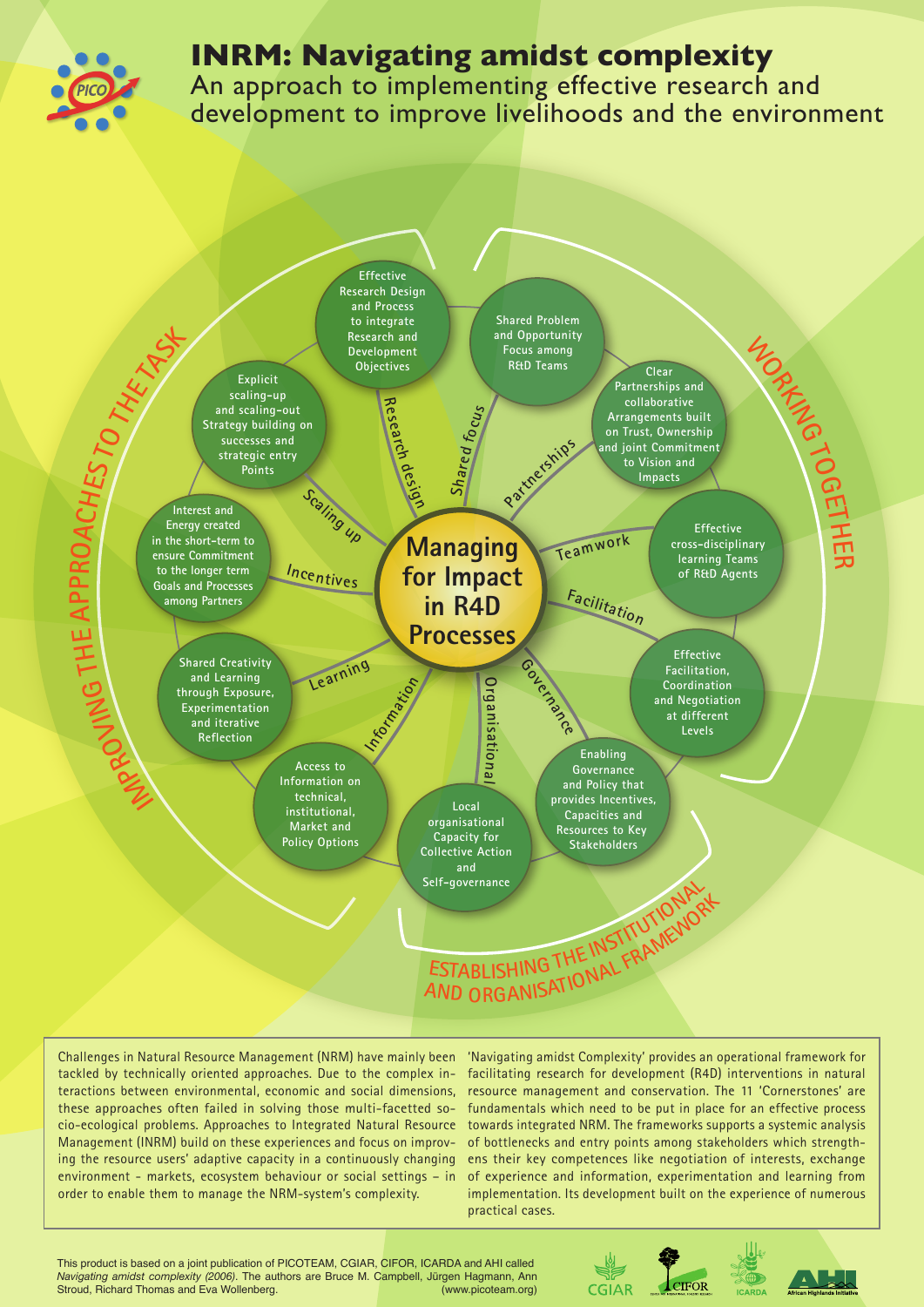# INRM: Navigating amidst complexity

## An approach to implementing effective research and development to improve livelihoods and the environment

**Managing for Impact in R4D Processes**

### IMPROVING THE APPROACHES TO THE TASK

- **Research design**: Effective Research Design and Process to integrate Research and Development Objectives
- **Scaling up**: Explicit scaling-up and scaling-out Strategy building on successes and strategic entry Points
- **Incentives**: Interest and Energy created in the short-term to ensure Commitment to the longer term Goals and Processes among Partners
- **Learning**: Shared Creativity and Learning through Exposure, Experimentation and iterative Reflection

### WORKING TOGETHER

- **Shared focus**: Shared Problem and Opportunity Focus among R&D Teams
- **Partnerships**: Clear Partnerships and collaborative Arrangements built on Trust, Ownership and joint Commitment to Vision and Impacts
- **Teamwork**: Effective cross-disciplinary learning Teams of R&D Agents
- **Facilitation**: Effective Facilitation, Coordination and Negotiation at different Levels

### ESTABLISHING THE INSTITUTIONAL AND ORGANISATIONAL FRAMEWORK

- **Governance**: Enabling Governance and Policy that provides Incentives, Capacities and Resources to Key Stakeholders
- **Organisational**: Local organisational Capacity for Collective Action and Self-governance
- **Information**: Access to Information on technical, institutional, Market and Policy Options

Challenges in Natural Resource Management (NRM) have mainly been tackled by technically oriented approaches. Due to the complex interactions between environmental, economic and social dimensions, these approaches often failed in solving those multi-facetted socio-ecological problems. Approaches to Integrated Natural Resource Management (INRM) build on these experiences and focus on improving the resource users' adaptive capacity in a continuously changing environment - markets, ecosystem behaviour or social settings – in order to enable them to manage the NRM-system's complexity.

'Navigating amidst Complexity' provides an operational framework for facilitating research for development (R4D) interventions in natural resource management and conservation. The 11 'Cornerstones' are fundamentals which need to be put in place for an effective process towards integrated NRM. The frameworks supports a systemic analysis of bottlenecks and entry points among stakeholders which strengthens their key competences like negotiation of interests, exchange of experience and information, experimentation and learning from implementation. Its development built on the experience of numerous practical cases.

This product is based on a joint publication of PICOTEAM, CGIAR, CIFOR, ICARDA and AHI called *Navigating amidst complexity (2006)*. The authors are Bruce M. Campbell, Jürgen Hagmann, Ann Stroud, Richard Thomas and Eva Wollenberg. (www.picoteam.org)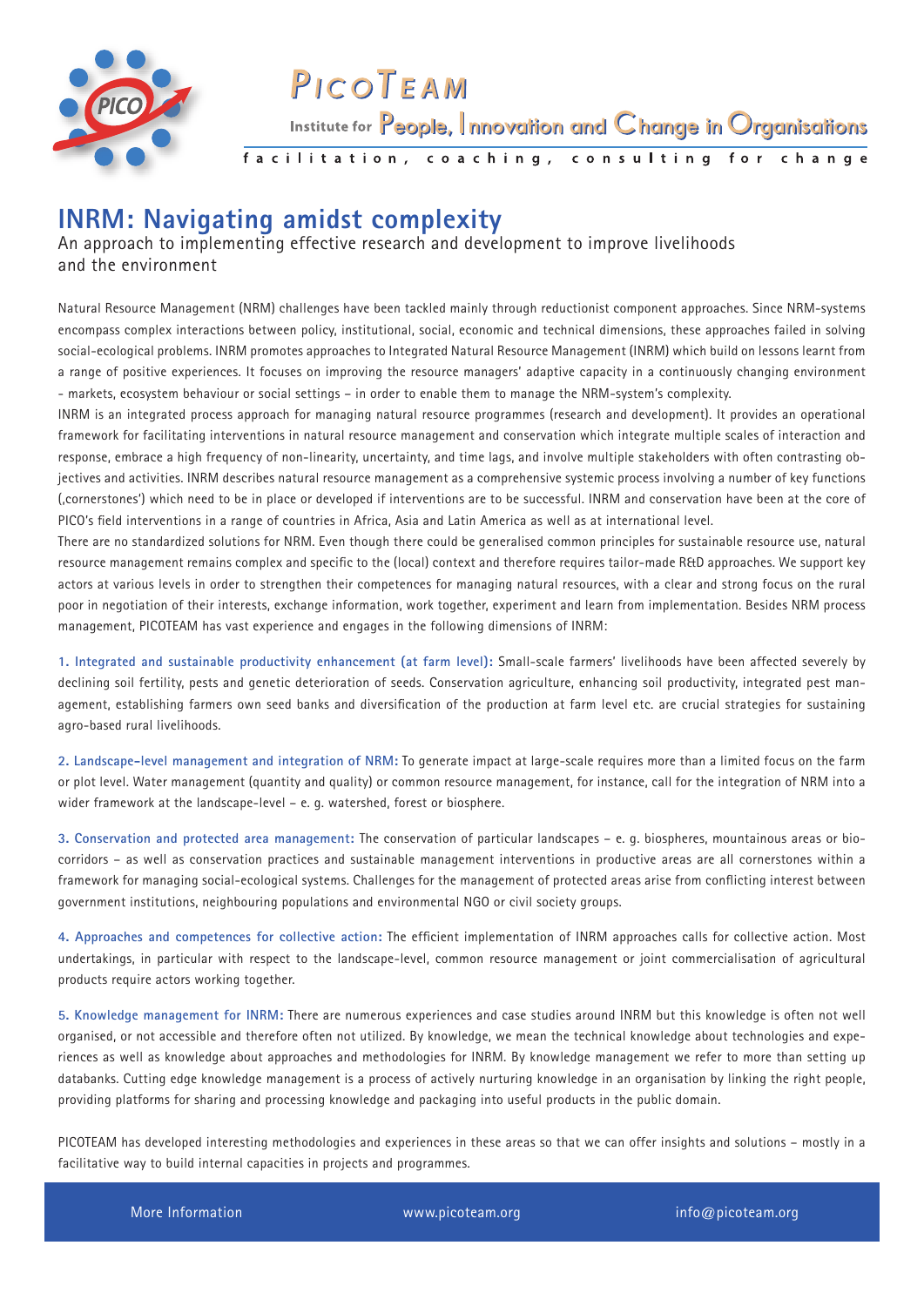# PicoTeam

Institute for People, Innovation and Change in Organisations

facilitation, coaching, consulting for change

## INRM: Navigating amidst complexity

An approach to implementing effective research and development to improve livelihoods and the environment

Natural Resource Management (NRM) challenges have been tackled mainly through reductionist component approaches. Since NRM-systems encompass complex interactions between policy, institutional, social, economic and technical dimensions, these approaches failed in solving social-ecological problems. INRM promotes approaches to Integrated Natural Resource Management (INRM) which build on lessons learnt from a range of positive experiences. It focuses on improving the resource managers' adaptive capacity in a continuously changing environment - markets, ecosystem behaviour or social settings – in order to enable them to manage the NRM-system's complexity.

INRM is an integrated process approach for managing natural resource programmes (research and development). It provides an operational framework for facilitating interventions in natural resource management and conservation which integrate multiple scales of interaction and response, embrace a high frequency of non-linearity, uncertainty, and time lags, and involve multiple stakeholders with often contrasting objectives and activities. INRM describes natural resource management as a comprehensive systemic process involving a number of key functions (‚cornerstones') which need to be in place or developed if interventions are to be successful. INRM and conservation have been at the core of PICO's field interventions in a range of countries in Africa, Asia and Latin America as well as at international level.

There are no standardized solutions for NRM. Even though there could be generalised common principles for sustainable resource use, natural resource management remains complex and specific to the (local) context and therefore requires tailor-made R&D approaches. We support key actors at various levels in order to strengthen their competences for managing natural resources, with a clear and strong focus on the rural poor in negotiation of their interests, exchange information, work together, experiment and learn from implementation. Besides NRM process management, PICOTEAM has vast experience and engages in the following dimensions of INRM:

**1. Integrated and sustainable productivity enhancement (at farm level):** Small-scale farmers' livelihoods have been affected severely by declining soil fertility, pests and genetic deterioration of seeds. Conservation agriculture, enhancing soil productivity, integrated pest management, establishing farmers own seed banks and diversification of the production at farm level etc. are crucial strategies for sustaining agro-based rural livelihoods.

**2. Landscape-level management and integration of NRM:** To generate impact at large-scale requires more than a limited focus on the farm or plot level. Water management (quantity and quality) or common resource management, for instance, call for the integration of NRM into a wider framework at the landscape-level – e. g. watershed, forest or biosphere.

**3. Conservation and protected area management:** The conservation of particular landscapes – e. g. biospheres, mountainous areas or bio-corridors – as well as conservation practices and sustainable management interventions in productive areas are all cornerstones within a framework for managing social-ecological systems. Challenges for the management of protected areas arise from conflicting interest between government institutions, neighbouring populations and environmental NGO or civil society groups.

**4. Approaches and competences for collective action:** The efficient implementation of INRM approaches calls for collective action. Most undertakings, in particular with respect to the landscape-level, common resource management or joint commercialisation of agricultural products require actors working together.

**5. Knowledge management for INRM:** There are numerous experiences and case studies around INRM but this knowledge is often not well organised, or not accessible and therefore often not utilized. By knowledge, we mean the technical knowledge about technologies and experiences as well as knowledge about approaches and methodologies for INRM. By knowledge management we refer to more than setting up databanks. Cutting edge knowledge management is a process of actively nurturing knowledge in an organisation by linking the right people, providing platforms for sharing and processing knowledge and packaging into useful products in the public domain.

PICOTEAM has developed interesting methodologies and experiences in these areas so that we can offer insights and solutions – mostly in a facilitative way to build internal capacities in projects and programmes.

More Information www.picoteam.org info@picoteam.org